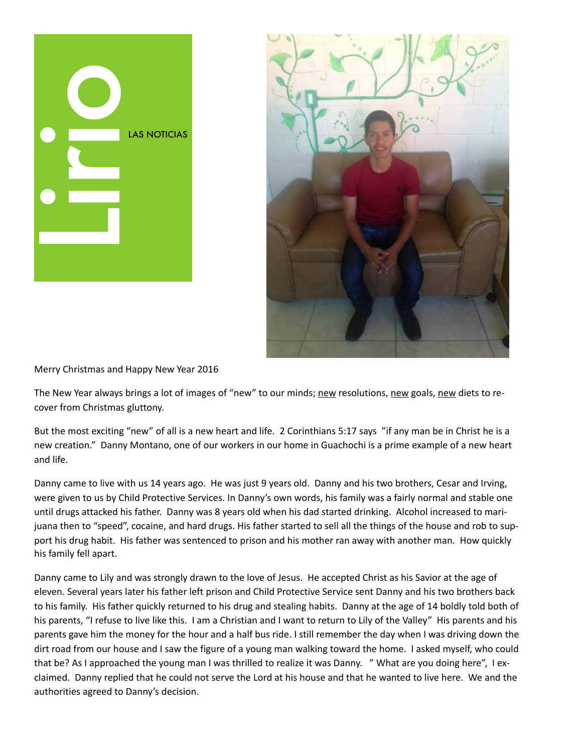# Lirio

LAS NOTICIAS

Merry Christmas and Happy New Year 2016

The New Year always brings a lot of images of "new" to our minds; new resolutions, new goals, new diets to recover from Christmas gluttony.

But the most exciting "new" of all is a new heart and life. 2 Corinthians 5:17 says "if any man be in Christ he is a new creation." Danny Montano, one of our workers in our home in Guachochi is a prime example of a new heart and life.

Danny came to live with us 14 years ago. He was just 9 years old. Danny and his two brothers, Cesar and Irving, were given to us by Child Protective Services. In Danny's own words, his family was a fairly normal and stable one until drugs attacked his father. Danny was 8 years old when his dad started drinking. Alcohol increased to marijuana then to "speed", cocaine, and hard drugs. His father started to sell all the things of the house and rob to support his drug habit. His father was sentenced to prison and his mother ran away with another man. How quickly his family fell apart.

Danny came to Lily and was strongly drawn to the love of Jesus. He accepted Christ as his Savior at the age of eleven. Several years later his father left prison and Child Protective Service sent Danny and his two brothers back to his family. His father quickly returned to his drug and stealing habits. Danny at the age of 14 boldly told both of his parents, "I refuse to live like this. I am a Christian and I want to return to Lily of the Valley" His parents and his parents gave him the money for the hour and a half bus ride. I still remember the day when I was driving down the dirt road from our house and I saw the figure of a young man walking toward the home. I asked myself, who could that be? As I approached the young man I was thrilled to realize it was Danny. " What are you doing here", I exclaimed. Danny replied that he could not serve the Lord at his house and that he wanted to live here. We and the authorities agreed to Danny's decision.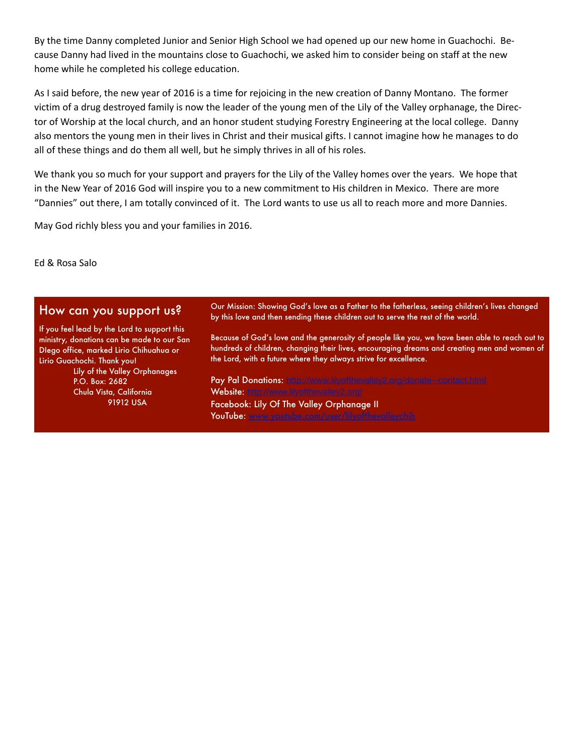By the time Danny completed Junior and Senior High School we had opened up our new home in Guachochi. Because Danny had lived in the mountains close to Guachochi, we asked him to consider being on staff at the new home while he completed his college education.

As I said before, the new year of 2016 is a time for rejoicing in the new creation of Danny Montano. The former victim of a drug destroyed family is now the leader of the young men of the Lily of the Valley orphanage, the Director of Worship at the local church, and an honor student studying Forestry Engineering at the local college. Danny also mentors the young men in their lives in Christ and their musical gifts. I cannot imagine how he manages to do all of these things and do them all well, but he simply thrives in all of his roles.

We thank you so much for your support and prayers for the Lily of the Valley homes over the years. We hope that in the New Year of 2016 God will inspire you to a new commitment to His children in Mexico. There are more "Dannies" out there, I am totally convinced of it. The Lord wants to use us all to reach more and more Dannies.

May God richly bless you and your families in 2016.

Ed & Rosa Salo

## How can you support us?

If you feel lead by the Lord to support this ministry, donations can be made to our San DIego office, marked Lirio Chihuahua or Lirio Guachochi. Thank you!

Lily of the Valley Orphanages
P.O. Box: 2682
Chula Vista, California
91912 USA

Our Mission: Showing God's love as a Father to the fatherless, seeing children's lives changed by this love and then sending these children out to serve the rest of the world.

Because of God's love and the generosity of people like you, we have been able to reach out to hundreds of children, changing their lives, encouraging dreams and creating men and women of the Lord, with a future where they always strive for excellence.

Pay Pal Donations: http://www.lilyofthevalley2.org/donate--contact.html
Website: http://www.lilyofthevalley2.org/
Facebook: Lily Of The Valley Orphanage II
YouTube: www.youtube.com/user/lilyofthevalleychih